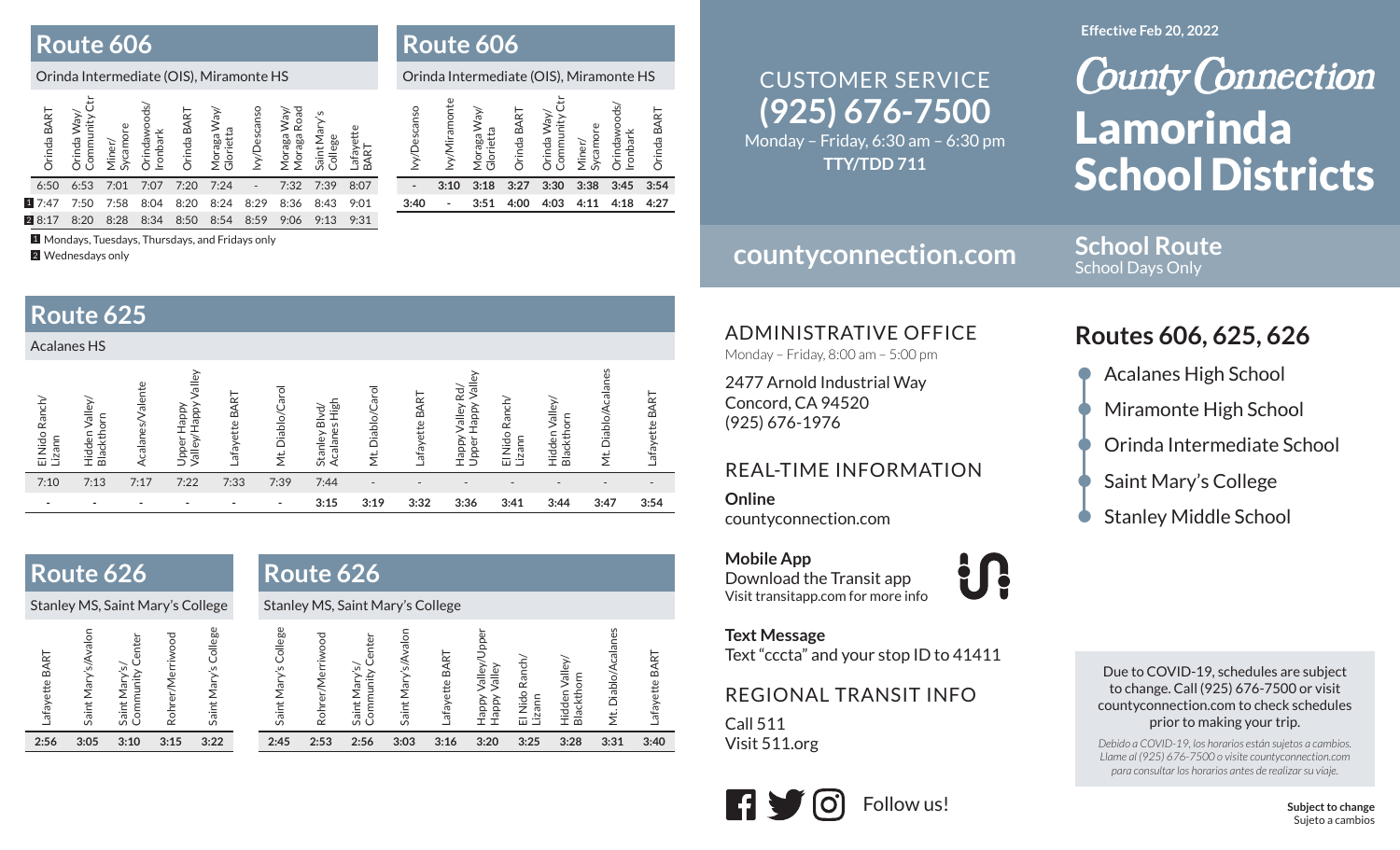## Route 606

Orinda Intermediate (OIS), Miramonte HS

| | Orinda BART | Orinda Way/ Community Ctr | Miner/ Sycamore | Orindawoods/ Ironbark | Orinda BART | Moraga Way/ Glorietta | Ivy/Descanso | Moraga Way/ Moraga Road | Saint Mary's College | Lafayette BART |
|---|---|---|---|---|---|---|---|---|---|---|
| | 6:50 | 6:53 | 7:01 | 7:07 | 7:20 | 7:24 | - | 7:32 | 7:39 | 8:07 |
| 1 | 7:47 | 7:50 | 7:58 | 8:04 | 8:20 | 8:24 | 8:29 | 8:36 | 8:43 | 9:01 |
| 2 | 8:17 | 8:20 | 8:28 | 8:34 | 8:50 | 8:54 | 8:59 | 9:06 | 9:13 | 9:31 |

1 Mondays, Tuesdays, Thursdays, and Fridays only

2 Wednesdays only

## Route 606

Orinda Intermediate (OIS), Miramonte HS

| Ivy/Descanso | Ivy/Miramonte | Moraga Way/ Glorietta | Orinda BART | Orinda Way/ Community Ctr | Miner/ Sycamore | Orindawoods/ Ironbark | Orinda BART |
|---|---|---|---|---|---|---|---|
| - | 3:10 | 3:18 | 3:27 | 3:30 | 3:38 | 3:45 | 3:54 |
| 3:40 | - | 3:51 | 4:00 | 4:03 | 4:11 | 4:18 | 4:27 |

## Route 625

Acalanes HS

| El Nido Ranch/ Lizann | Hidden Valley/ Blackthorn | Acalanes/Valente | Upper Happy Valley/Happy Valley | Lafayette BART | Mt. Diablo/Carol | Stanley Blvd/ Acalanes High | Mt. Diablo/Carol | Lafayette BART | Happy Valley Rd/ Upper Happy Valley | El Nido Ranch/ Lizann | Hidden Valley/ Blackthorn | Mt. Diablo/Acalanes | Lafayette BART |
|---|---|---|---|---|---|---|---|---|---|---|---|---|---|
| 7:10 | 7:13 | 7:17 | 7:22 | 7:33 | 7:39 | 7:44 | - | - | - | - | - | - | - |
| - | - | - | - | - | - | 3:15 | 3:19 | 3:32 | 3:36 | 3:41 | 3:44 | 3:47 | 3:54 |

## Route 626

Stanley MS, Saint Mary's College

| Lafayette BART | Saint Mary's/Avalon | Saint Mary's/ Community Center | Rohrer/Merriwood | Saint Mary's College |
|---|---|---|---|---|
| 2:56 | 3:05 | 3:10 | 3:15 | 3:22 |

## Route 626

Stanley MS, Saint Mary's College

| Saint Mary's College | Rohrer/Merriwood | Saint Mary's/ Community Center | Saint Mary's/Avalon | Lafayette BART | Happy Valley/Upper Happy Valley | El Nido Ranch/ Lizann | Hidden Valley/ Blackthorn | Mt. Diablo/Acalanes | Lafayette BART |
|---|---|---|---|---|---|---|---|---|---|
| 2:45 | 2:53 | 2:56 | 3:03 | 3:16 | 3:20 | 3:25 | 3:28 | 3:31 | 3:40 |

CUSTOMER SERVICE
**(925) 676-7500**
Monday – Friday, 6:30 am – 6:30 pm
**TTY/TDD 711**

**countyconnection.com**

### ADMINISTRATIVE OFFICE

Monday – Friday, 8:00 am – 5:00 pm

2477 Arnold Industrial Way
Concord, CA 94520
(925) 676-1976

### REAL-TIME INFORMATION

**Online**
countyconnection.com

**Mobile App**
Download the Transit app
Visit transitapp.com for more info

**Text Message**
Text "cccta" and your stop ID to 41411

### REGIONAL TRANSIT INFO

Call 511
Visit 511.org

Follow us!

**Effective Feb 20, 2022**

# County Connection Lamorinda School Districts

**School Route**
School Days Only

## Routes 606, 625, 626

- Acalanes High School
- Miramonte High School
- Orinda Intermediate School
- Saint Mary's College
- Stanley Middle School

Due to COVID-19, schedules are subject to change. Call (925) 676-7500 or visit countyconnection.com to check schedules prior to making your trip.

*Debido a COVID-19, los horarios están sujetos a cambios. Llame al (925) 676-7500 o visite countyconnection.com para consultar los horarios antes de realizar su viaje.*

**Subject to change**
Sujeto a cambios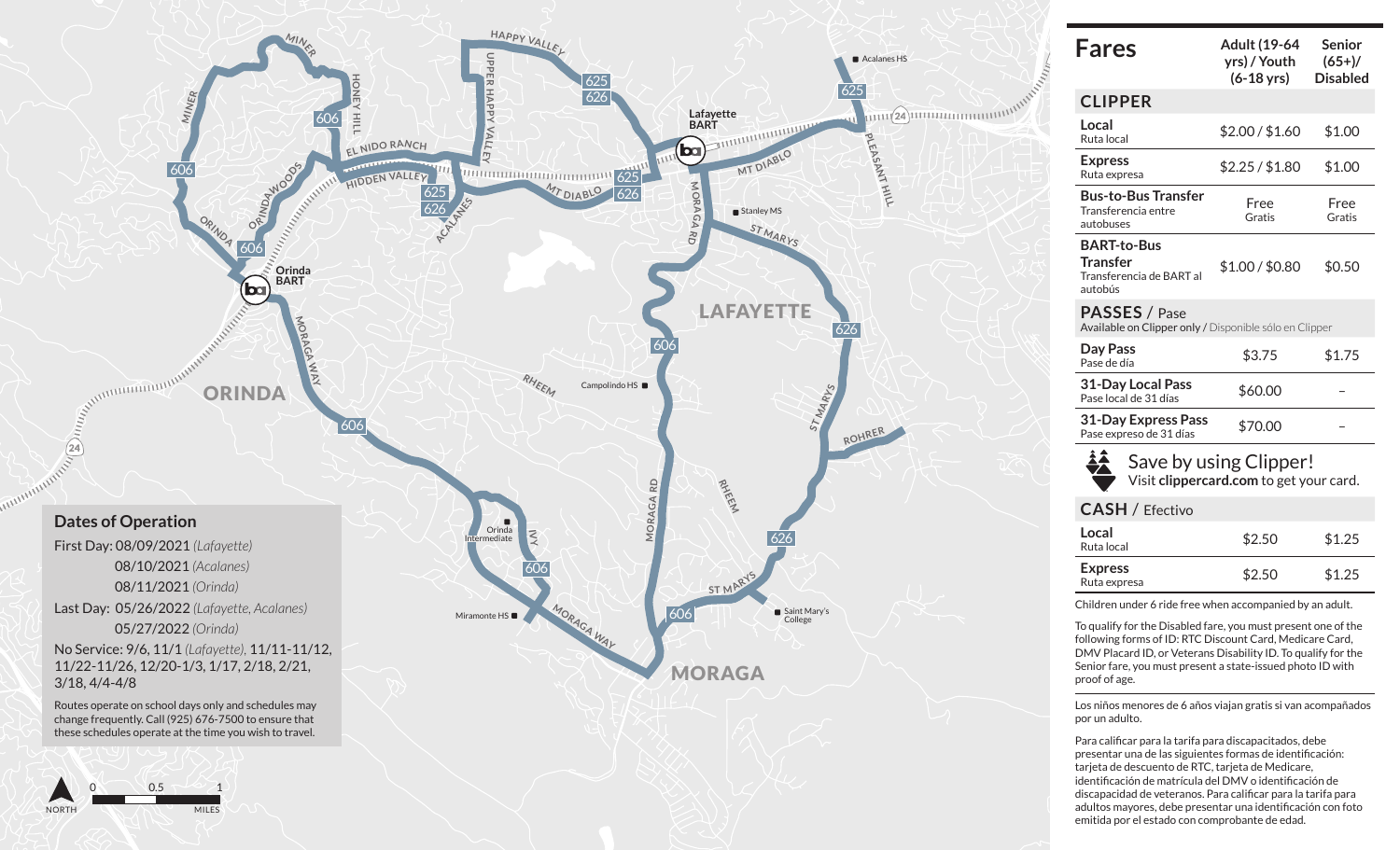## Dates of Operation

First Day: 08/09/2021 *(Lafayette)*
08/10/2021 *(Acalanes)*
08/11/2021 *(Orinda)*

Last Day: 05/26/2022 *(Lafayette, Acalanes)*
05/27/2022 *(Orinda)*

No Service: 9/6, 11/1 *(Lafayette)*, 11/11-11/12, 11/22-11/26, 12/20-1/3, 1/17, 2/18, 2/21, 3/18, 4/4-4/8

Routes operate on school days only and schedules may change frequently. Call (925) 676-7500 to ensure that these schedules operate at the time you wish to travel.

## Fares

| Fares | Adult (19-64 yrs) / Youth (6-18 yrs) | Senior (65+)/ Disabled |
|---|---|---|
| **CLIPPER** | | |
| **Local** Ruta local | $2.00 / $1.60 | $1.00 |
| **Express** Ruta expresa | $2.25 / $1.80 | $1.00 |
| **Bus-to-Bus Transfer** Transferencia entre autobuses | Free Gratis | Free Gratis |
| **BART-to-Bus Transfer** Transferencia de BART al autobús | $1.00 / $0.80 | $0.50 |
| **PASSES** / Pase — Available on Clipper only / Disponible sólo en Clipper | | |
| **Day Pass** Pase de día | $3.75 | $1.75 |
| **31-Day Local Pass** Pase local de 31 días | $60.00 | – |
| **31-Day Express Pass** Pase expreso de 31 días | $70.00 | – |
| **CASH** / Efectivo | | |
| **Local** Ruta local | $2.50 | $1.25 |
| **Express** Ruta expresa | $2.50 | $1.25 |

Save by using Clipper!
Visit **clippercard.com** to get your card.

Children under 6 ride free when accompanied by an adult.

To qualify for the Disabled fare, you must present one of the following forms of ID: RTC Discount Card, Medicare Card, DMV Placard ID, or Veterans Disability ID. To qualify for the Senior fare, you must present a state-issued photo ID with proof of age.

Los niños menores de 6 años viajan gratis si van acompañados por un adulto.

Para calificar para la tarifa para discapacitados, debe presentar una de las siguientes formas de identificación: tarjeta de descuento de RTC, tarjeta de Medicare, identificación de matrícula del DMV o identificación de discapacidad de veteranos. Para calificar para la tarifa para adultos mayores, debe presentar una identificación con foto emitida por el estado con comprobante de edad.